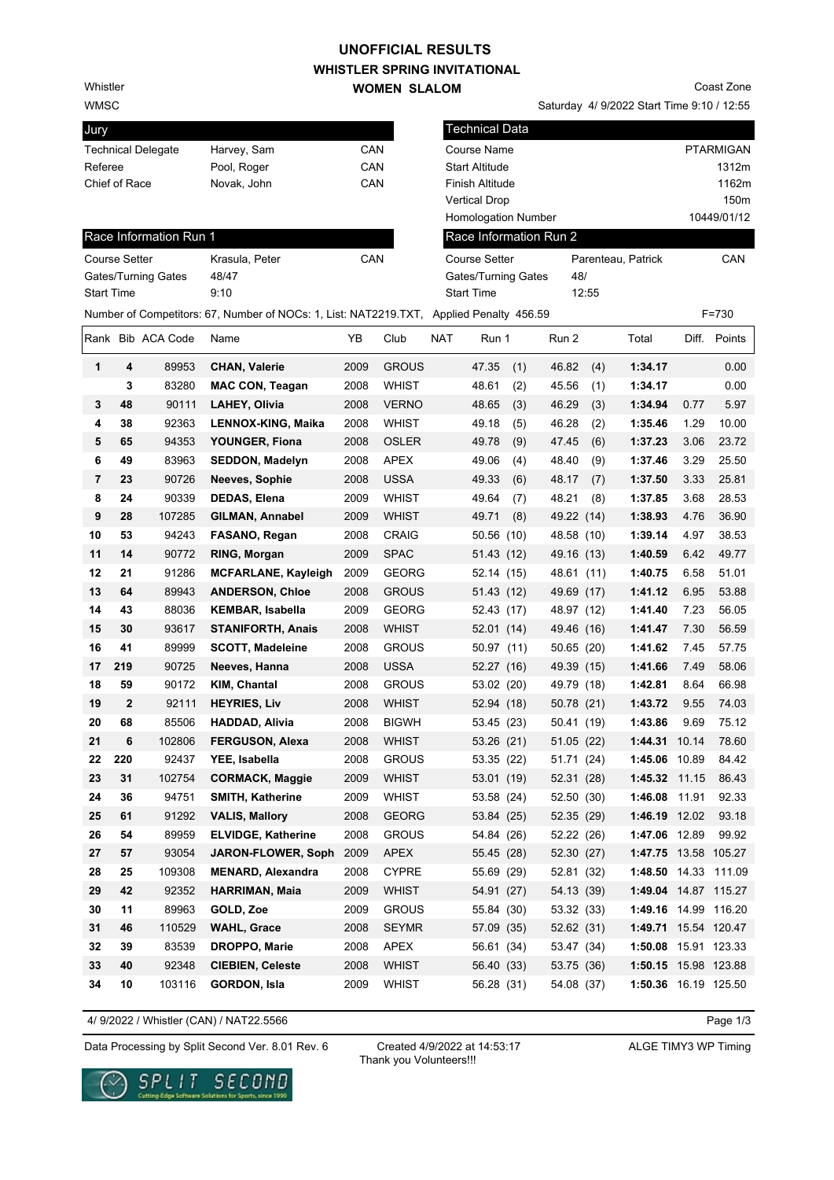# UNOFFICIAL RESULTS
## WHISTLER SPRING INVITATIONAL
### WOMEN SLALOM

Whistler
WMSC

Coast Zone
Saturday 4/ 9/2022 Start Time 9:10 / 12:55

| Jury | | |
|---|---|---|
| Technical Delegate | Harvey, Sam | CAN |
| Referee | Pool, Roger | CAN |
| Chief of Race | Novak, John | CAN |

| Technical Data | |
|---|---|
| Course Name | PTARMIGAN |
| Start Altitude | 1312m |
| Finish Altitude | 1162m |
| Vertical Drop | 150m |
| Homologation Number | 10449/01/12 |

| Race Information Run 1 | | |
|---|---|---|
| Course Setter | Krasula, Peter | CAN |
| Gates/Turning Gates | 48/47 | |
| Start Time | 9:10 | |

| Race Information Run 2 | | |
|---|---|---|
| Course Setter | Parenteau, Patrick | CAN |
| Gates/Turning Gates | 48/ | |
| Start Time | 12:55 | |

Number of Competitors: 67, Number of NOCs: 1, List: NAT2219.TXT, Applied Penalty 456.59 F=730

| Rank | Bib | ACA Code | Name | YB | Club | NAT | Run 1 | Run 2 | Total | Diff. | Points |
|---|---|---|---|---|---|---|---|---|---|---|---|
| 1 | 4 | 89953 | **CHAN, Valerie** | 2009 | GROUS | | 47.35 (1) | 46.82 (4) | **1:34.17** | | 0.00 |
| | 3 | 83280 | **MAC CON, Teagan** | 2008 | WHIST | | 48.61 (2) | 45.56 (1) | **1:34.17** | | 0.00 |
| 3 | 48 | 90111 | **LAHEY, Olivia** | 2008 | VERNO | | 48.65 (3) | 46.29 (3) | **1:34.94** | 0.77 | 5.97 |
| 4 | 38 | 92363 | **LENNOX-KING, Maika** | 2008 | WHIST | | 49.18 (5) | 46.28 (2) | **1:35.46** | 1.29 | 10.00 |
| 5 | 65 | 94353 | **YOUNGER, Fiona** | 2008 | OSLER | | 49.78 (9) | 47.45 (6) | **1:37.23** | 3.06 | 23.72 |
| 6 | 49 | 83963 | **SEDDON, Madelyn** | 2008 | APEX | | 49.06 (4) | 48.40 (9) | **1:37.46** | 3.29 | 25.50 |
| 7 | 23 | 90726 | **Neeves, Sophie** | 2008 | USSA | | 49.33 (6) | 48.17 (7) | **1:37.50** | 3.33 | 25.81 |
| 8 | 24 | 90339 | **DEDAS, Elena** | 2009 | WHIST | | 49.64 (7) | 48.21 (8) | **1:37.85** | 3.68 | 28.53 |
| 9 | 28 | 107285 | **GILMAN, Annabel** | 2009 | WHIST | | 49.71 (8) | 49.22 (14) | **1:38.93** | 4.76 | 36.90 |
| 10 | 53 | 94243 | **FASANO, Regan** | 2008 | CRAIG | | 50.56 (10) | 48.58 (10) | **1:39.14** | 4.97 | 38.53 |
| 11 | 14 | 90772 | **RING, Morgan** | 2009 | SPAC | | 51.43 (12) | 49.16 (13) | **1:40.59** | 6.42 | 49.77 |
| 12 | 21 | 91286 | **MCFARLANE, Kayleigh** | 2009 | GEORG | | 52.14 (15) | 48.61 (11) | **1:40.75** | 6.58 | 51.01 |
| 13 | 64 | 89943 | **ANDERSON, Chloe** | 2008 | GROUS | | 51.43 (12) | 49.69 (17) | **1:41.12** | 6.95 | 53.88 |
| 14 | 43 | 88036 | **KEMBAR, Isabella** | 2009 | GEORG | | 52.43 (17) | 48.97 (12) | **1:41.40** | 7.23 | 56.05 |
| 15 | 30 | 93617 | **STANIFORTH, Anais** | 2008 | WHIST | | 52.01 (14) | 49.46 (16) | **1:41.47** | 7.30 | 56.59 |
| 16 | 41 | 89999 | **SCOTT, Madeleine** | 2008 | GROUS | | 50.97 (11) | 50.65 (20) | **1:41.62** | 7.45 | 57.75 |
| 17 | 219 | 90725 | **Neeves, Hanna** | 2008 | USSA | | 52.27 (16) | 49.39 (15) | **1:41.66** | 7.49 | 58.06 |
| 18 | 59 | 90172 | **KIM, Chantal** | 2008 | GROUS | | 53.02 (20) | 49.79 (18) | **1:42.81** | 8.64 | 66.98 |
| 19 | 2 | 92111 | **HEYRIES, Liv** | 2008 | WHIST | | 52.94 (18) | 50.78 (21) | **1:43.72** | 9.55 | 74.03 |
| 20 | 68 | 85506 | **HADDAD, Alivia** | 2008 | BIGWH | | 53.45 (23) | 50.41 (19) | **1:43.86** | 9.69 | 75.12 |
| 21 | 6 | 102806 | **FERGUSON, Alexa** | 2008 | WHIST | | 53.26 (21) | 51.05 (22) | **1:44.31** | 10.14 | 78.60 |
| 22 | 220 | 92437 | **YEE, Isabella** | 2008 | GROUS | | 53.35 (22) | 51.71 (24) | **1:45.06** | 10.89 | 84.42 |
| 23 | 31 | 102754 | **CORMACK, Maggie** | 2009 | WHIST | | 53.01 (19) | 52.31 (28) | **1:45.32** | 11.15 | 86.43 |
| 24 | 36 | 94751 | **SMITH, Katherine** | 2009 | WHIST | | 53.58 (24) | 52.50 (30) | **1:46.08** | 11.91 | 92.33 |
| 25 | 61 | 91292 | **VALIS, Mallory** | 2008 | GEORG | | 53.84 (25) | 52.35 (29) | **1:46.19** | 12.02 | 93.18 |
| 26 | 54 | 89959 | **ELVIDGE, Katherine** | 2008 | GROUS | | 54.84 (26) | 52.22 (26) | **1:47.06** | 12.89 | 99.92 |
| 27 | 57 | 93054 | **JARON-FLOWER, Soph** | 2009 | APEX | | 55.45 (28) | 52.30 (27) | **1:47.75** | 13.58 | 105.27 |
| 28 | 25 | 109308 | **MENARD, Alexandra** | 2008 | CYPRE | | 55.69 (29) | 52.81 (32) | **1:48.50** | 14.33 | 111.09 |
| 29 | 42 | 92352 | **HARRIMAN, Maia** | 2009 | WHIST | | 54.91 (27) | 54.13 (39) | **1:49.04** | 14.87 | 115.27 |
| 30 | 11 | 89963 | **GOLD, Zoe** | 2009 | GROUS | | 55.84 (30) | 53.32 (33) | **1:49.16** | 14.99 | 116.20 |
| 31 | 46 | 110529 | **WAHL, Grace** | 2008 | SEYMR | | 57.09 (35) | 52.62 (31) | **1:49.71** | 15.54 | 120.47 |
| 32 | 39 | 83539 | **DROPPO, Marie** | 2008 | APEX | | 56.61 (34) | 53.47 (34) | **1:50.08** | 15.91 | 123.33 |
| 33 | 40 | 92348 | **CIEBIEN, Celeste** | 2008 | WHIST | | 56.40 (33) | 53.75 (36) | **1:50.15** | 15.98 | 123.88 |
| 34 | 10 | 103116 | **GORDON, Isla** | 2009 | WHIST | | 56.28 (31) | 54.08 (37) | **1:50.36** | 16.19 | 125.50 |

4/ 9/2022 / Whistler (CAN) / NAT22.5566

Data Processing by Split Second Ver. 8.01 Rev. 6 — Created 4/9/2022 at 14:53:17 — ALGE TIMY3 WP Timing

Thank you Volunteers!!!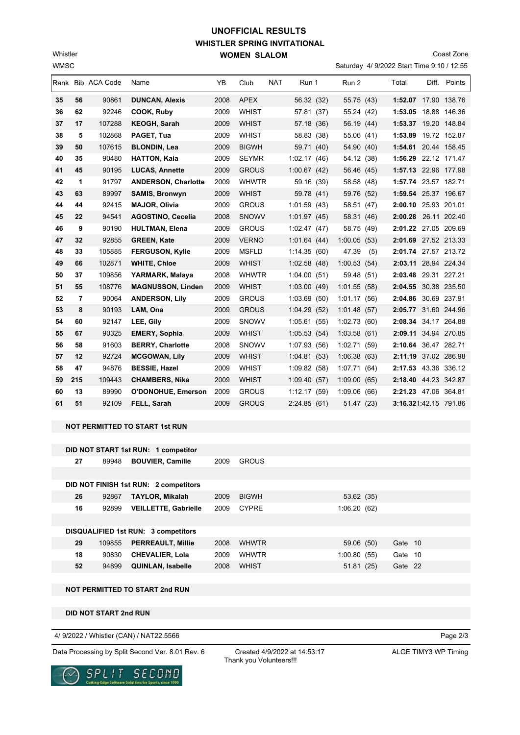# UNOFFICIAL RESULTS

## WHISTLER SPRING INVITATIONAL

### WOMEN SLALOM

Whistler
WMSC

Coast Zone
Saturday 4/ 9/2022 Start Time 9:10 / 12:55

| Rank | Bib | ACA Code | Name | YB | Club | NAT | Run 1 | Run 2 | Total | Diff. | Points |
|---|---|---|---|---|---|---|---|---|---|---|---|
| 35 | 56 | 90861 | DUNCAN, Alexis | 2008 | APEX | | 56.32 (32) | 55.75 (43) | 1:52.07 | 17.90 | 138.76 |
| 36 | 62 | 92246 | COOK, Ruby | 2009 | WHIST | | 57.81 (37) | 55.24 (42) | 1:53.05 | 18.88 | 146.36 |
| 37 | 17 | 107288 | KEOGH, Sarah | 2009 | WHIST | | 57.18 (36) | 56.19 (44) | 1:53.37 | 19.20 | 148.84 |
| 38 | 5 | 102868 | PAGET, Tua | 2009 | WHIST | | 58.83 (38) | 55.06 (41) | 1:53.89 | 19.72 | 152.87 |
| 39 | 50 | 107615 | BLONDIN, Lea | 2009 | BIGWH | | 59.71 (40) | 54.90 (40) | 1:54.61 | 20.44 | 158.45 |
| 40 | 35 | 90480 | HATTON, Kaia | 2009 | SEYMR | | 1:02.17 (46) | 54.12 (38) | 1:56.29 | 22.12 | 171.47 |
| 41 | 45 | 90195 | LUCAS, Annette | 2009 | GROUS | | 1:00.67 (42) | 56.46 (45) | 1:57.13 | 22.96 | 177.98 |
| 42 | 1 | 91797 | ANDERSON, Charlotte | 2009 | WHWTR | | 59.16 (39) | 58.58 (48) | 1:57.74 | 23.57 | 182.71 |
| 43 | 63 | 89997 | SAMIS, Bronwyn | 2009 | WHIST | | 59.78 (41) | 59.76 (52) | 1:59.54 | 25.37 | 196.67 |
| 44 | 44 | 92415 | MAJOR, Olivia | 2009 | GROUS | | 1:01.59 (43) | 58.51 (47) | 2:00.10 | 25.93 | 201.01 |
| 45 | 22 | 94541 | AGOSTINO, Cecelia | 2008 | SNOWV | | 1:01.97 (45) | 58.31 (46) | 2:00.28 | 26.11 | 202.40 |
| 46 | 9 | 90190 | HULTMAN, Elena | 2009 | GROUS | | 1:02.47 (47) | 58.75 (49) | 2:01.22 | 27.05 | 209.69 |
| 47 | 32 | 92855 | GREEN, Kate | 2009 | VERNO | | 1:01.64 (44) | 1:00.05 (53) | 2:01.69 | 27.52 | 213.33 |
| 48 | 33 | 105885 | FERGUSON, Kylie | 2009 | MSFLD | | 1:14.35 (60) | 47.39 (5) | 2:01.74 | 27.57 | 213.72 |
| 49 | 66 | 102871 | WHITE, Chloe | 2009 | WHIST | | 1:02.58 (48) | 1:00.53 (54) | 2:03.11 | 28.94 | 224.34 |
| 50 | 37 | 109856 | YARMARK, Malaya | 2008 | WHWTR | | 1:04.00 (51) | 59.48 (51) | 2:03.48 | 29.31 | 227.21 |
| 51 | 55 | 108776 | MAGNUSSON, Linden | 2009 | WHIST | | 1:03.00 (49) | 1:01.55 (58) | 2:04.55 | 30.38 | 235.50 |
| 52 | 7 | 90064 | ANDERSON, Lily | 2009 | GROUS | | 1:03.69 (50) | 1:01.17 (56) | 2:04.86 | 30.69 | 237.91 |
| 53 | 8 | 90193 | LAM, Ona | 2009 | GROUS | | 1:04.29 (52) | 1:01.48 (57) | 2:05.77 | 31.60 | 244.96 |
| 54 | 60 | 92147 | LEE, Gily | 2009 | SNOWV | | 1:05.61 (55) | 1:02.73 (60) | 2:08.34 | 34.17 | 264.88 |
| 55 | 67 | 90325 | EMERY, Sophia | 2009 | WHIST | | 1:05.53 (54) | 1:03.58 (61) | 2:09.11 | 34.94 | 270.85 |
| 56 | 58 | 91603 | BERRY, Charlotte | 2008 | SNOWV | | 1:07.93 (56) | 1:02.71 (59) | 2:10.64 | 36.47 | 282.71 |
| 57 | 12 | 92724 | MCGOWAN, Lily | 2009 | WHIST | | 1:04.81 (53) | 1:06.38 (63) | 2:11.19 | 37.02 | 286.98 |
| 58 | 47 | 94876 | BESSIE, Hazel | 2009 | WHIST | | 1:09.82 (58) | 1:07.71 (64) | 2:17.53 | 43.36 | 336.12 |
| 59 | 215 | 109443 | CHAMBERS, Nika | 2009 | WHIST | | 1:09.40 (57) | 1:09.00 (65) | 2:18.40 | 44.23 | 342.87 |
| 60 | 13 | 89990 | O'DONOHUE, Emerson | 2009 | GROUS | | 1:12.17 (59) | 1:09.06 (66) | 2:21.23 | 47.06 | 364.81 |
| 61 | 51 | 92109 | FELL, Sarah | 2009 | GROUS | | 2:24.85 (61) | 51.47 (23) | 3:16.32 | 1:42.15 | 791.86 |

**NOT PERMITTED TO START 1st RUN**

**DID NOT START 1st RUN: 1 competitor**

| Bib | ACA Code | Name | YB | Club |
|---|---|---|---|---|
| 27 | 89948 | BOUVIER, Camille | 2009 | GROUS |

**DID NOT FINISH 1st RUN: 2 competitors**

| Bib | ACA Code | Name | YB | Club | Run 2 |
|---|---|---|---|---|---|
| 26 | 92867 | TAYLOR, Mikalah | 2009 | BIGWH | 53.62 (35) |
| 16 | 92899 | VEILLETTE, Gabrielle | 2009 | CYPRE | 1:06.20 (62) |

**DISQUALIFIED 1st RUN: 3 competitors**

| Bib | ACA Code | Name | YB | Club | Run 2 | |
|---|---|---|---|---|---|---|
| 29 | 109855 | PERREAULT, Millie | 2008 | WHWTR | 59.06 (50) | Gate 10 |
| 18 | 90830 | CHEVALIER, Lola | 2009 | WHWTR | 1:00.80 (55) | Gate 10 |
| 52 | 94899 | QUINLAN, Isabelle | 2008 | WHIST | 51.81 (25) | Gate 22 |

**NOT PERMITTED TO START 2nd RUN**

**DID NOT START 2nd RUN**

4/ 9/2022 / Whistler (CAN) / NAT22.5566

Data Processing by Split Second Ver. 8.01 Rev. 6 — Created 4/9/2022 at 14:53:17 — ALGE TIMY3 WP Timing

Thank you Volunteers!!!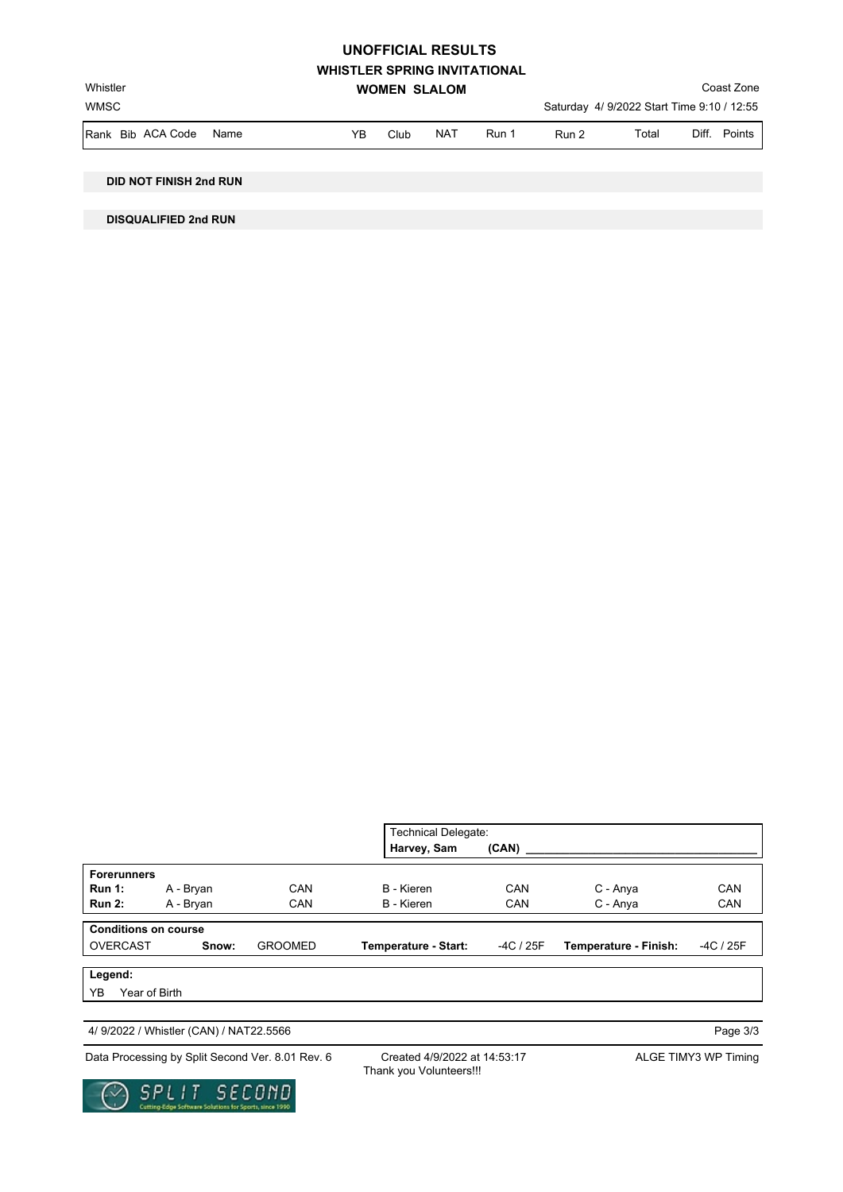# UNOFFICIAL RESULTS

## WHISTLER SPRING INVITATIONAL

### WOMEN SLALOM

Whistler | Coast Zone

WMSC | Saturday 4/ 9/2022 Start Time 9:10 / 12:55

| Rank | Bib | ACA Code | Name | YB | Club | NAT | Run 1 | Run 2 | Total | Diff. | Points |
|---|---|---|---|---|---|---|---|---|---|---|---|

**DID NOT FINISH 2nd RUN**

**DISQUALIFIED 2nd RUN**

Technical Delegate:
**Harvey, Sam** **(CAN)** ____________________

| Forerunners | | | | | | |
|---|---|---|---|---|---|---|
| **Run 1:** | A - Bryan | CAN | B - Kieren | CAN | C - Anya | CAN |
| **Run 2:** | A - Bryan | CAN | B - Kieren | CAN | C - Anya | CAN |

| Conditions on course | | | | | | |
|---|---|---|---|---|---|---|
| OVERCAST | **Snow:** | GROOMED | **Temperature - Start:** | -4C / 25F | **Temperature - Finish:** | -4C / 25F |

**Legend:**
YB Year of Birth

4/ 9/2022 / Whistler (CAN) / NAT22.5566

Data Processing by Split Second Ver. 8.01 Rev. 6 — Created 4/9/2022 at 14:53:17 — ALGE TIMY3 WP Timing

Thank you Volunteers!!!